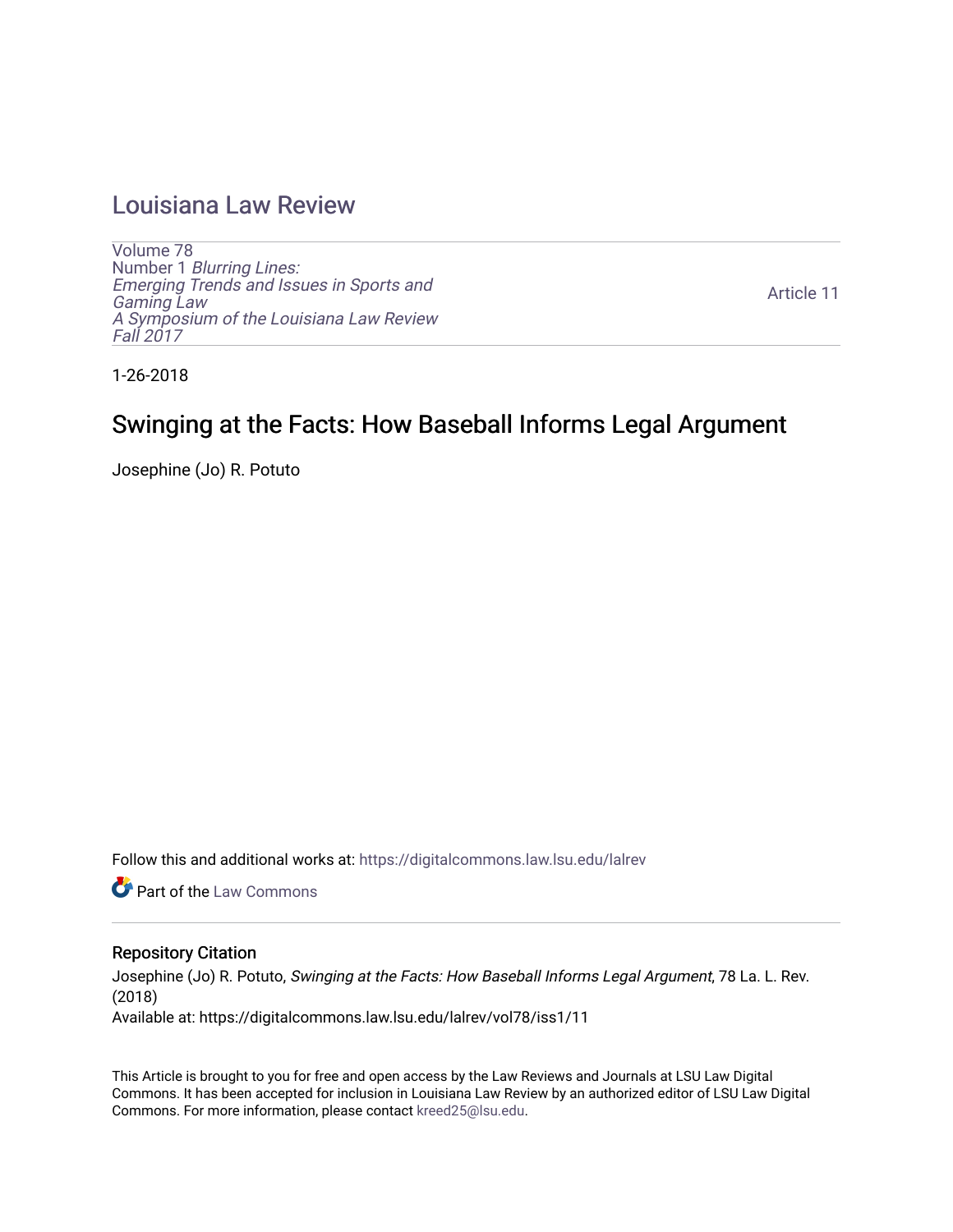# Louisiana Law Review

Volume 78
Number 1 *Blurring Lines: Emerging Trends and Issues in Sports and Gaming Law*
*A Symposium of the Louisiana Law Review*
*Fall 2017*

Article 11

1-26-2018

## Swinging at the Facts: How Baseball Informs Legal Argument

Josephine (Jo) R. Potuto

Follow this and additional works at: https://digitalcommons.law.lsu.edu/lalrev

Part of the Law Commons

### Repository Citation

Josephine (Jo) R. Potuto, *Swinging at the Facts: How Baseball Informs Legal Argument*, 78 La. L. Rev. (2018)
Available at: https://digitalcommons.law.lsu.edu/lalrev/vol78/iss1/11

This Article is brought to you for free and open access by the Law Reviews and Journals at LSU Law Digital Commons. It has been accepted for inclusion in Louisiana Law Review by an authorized editor of LSU Law Digital Commons. For more information, please contact kreed25@lsu.edu.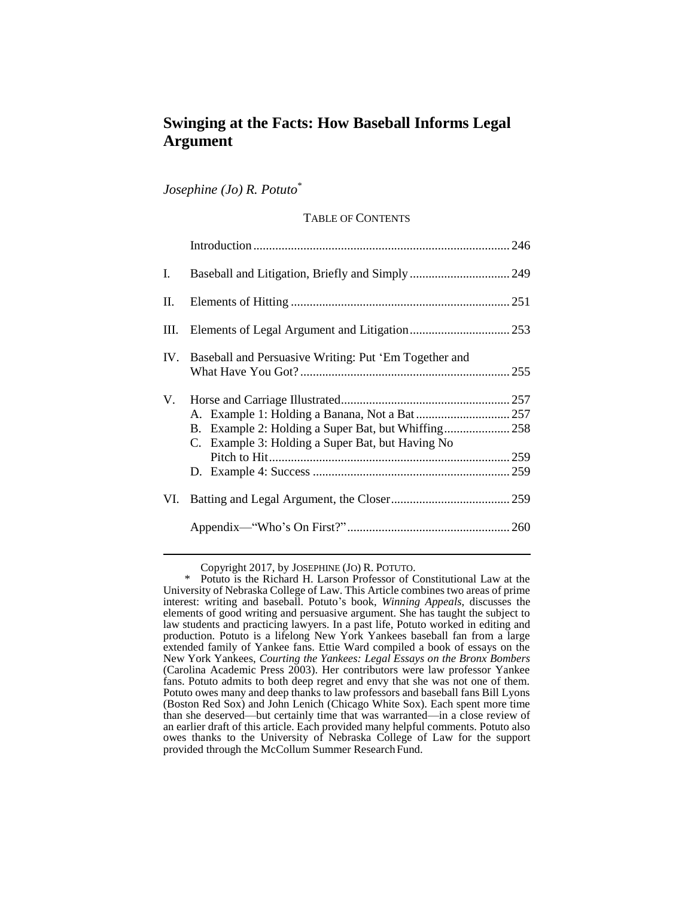# Swinging at the Facts: How Baseball Informs Legal Argument

*Josephine (Jo) R. Potuto*[*]

TABLE OF CONTENTS

| | | |
|---|---|---|
| | Introduction | 246 |
| I. | Baseball and Litigation, Briefly and Simply | 249 |
| II. | Elements of Hitting | 251 |
| III. | Elements of Legal Argument and Litigation | 253 |
| IV. | Baseball and Persuasive Writing: Put 'Em Together and What Have You Got? | 255 |
| V. | Horse and Carriage Illustrated | 257 |
| | A. Example 1: Holding a Banana, Not a Bat | 257 |
| | B. Example 2: Holding a Super Bat, but Whiffing | 258 |
| | C. Example 3: Holding a Super Bat, but Having No Pitch to Hit | 259 |
| | D. Example 4: Success | 259 |
| VI. | Batting and Legal Argument, the Closer | 259 |
| | Appendix—"Who's On First?" | 260 |

---

Copyright 2017, by JOSEPHINE (JO) R. POTUTO.

\* Potuto is the Richard H. Larson Professor of Constitutional Law at the University of Nebraska College of Law. This Article combines two areas of prime interest: writing and baseball. Potuto's book, *Winning Appeals*, discusses the elements of good writing and persuasive argument. She has taught the subject to law students and practicing lawyers. In a past life, Potuto worked in editing and production. Potuto is a lifelong New York Yankees baseball fan from a large extended family of Yankee fans. Ettie Ward compiled a book of essays on the New York Yankees, *Courting the Yankees: Legal Essays on the Bronx Bombers* (Carolina Academic Press 2003). Her contributors were law professor Yankee fans. Potuto admits to both deep regret and envy that she was not one of them. Potuto owes many and deep thanks to law professors and baseball fans Bill Lyons (Boston Red Sox) and John Lenich (Chicago White Sox). Each spent more time than she deserved—but certainly time that was warranted—in a close review of an earlier draft of this article. Each provided many helpful comments. Potuto also owes thanks to the University of Nebraska College of Law for the support provided through the McCollum Summer Research Fund.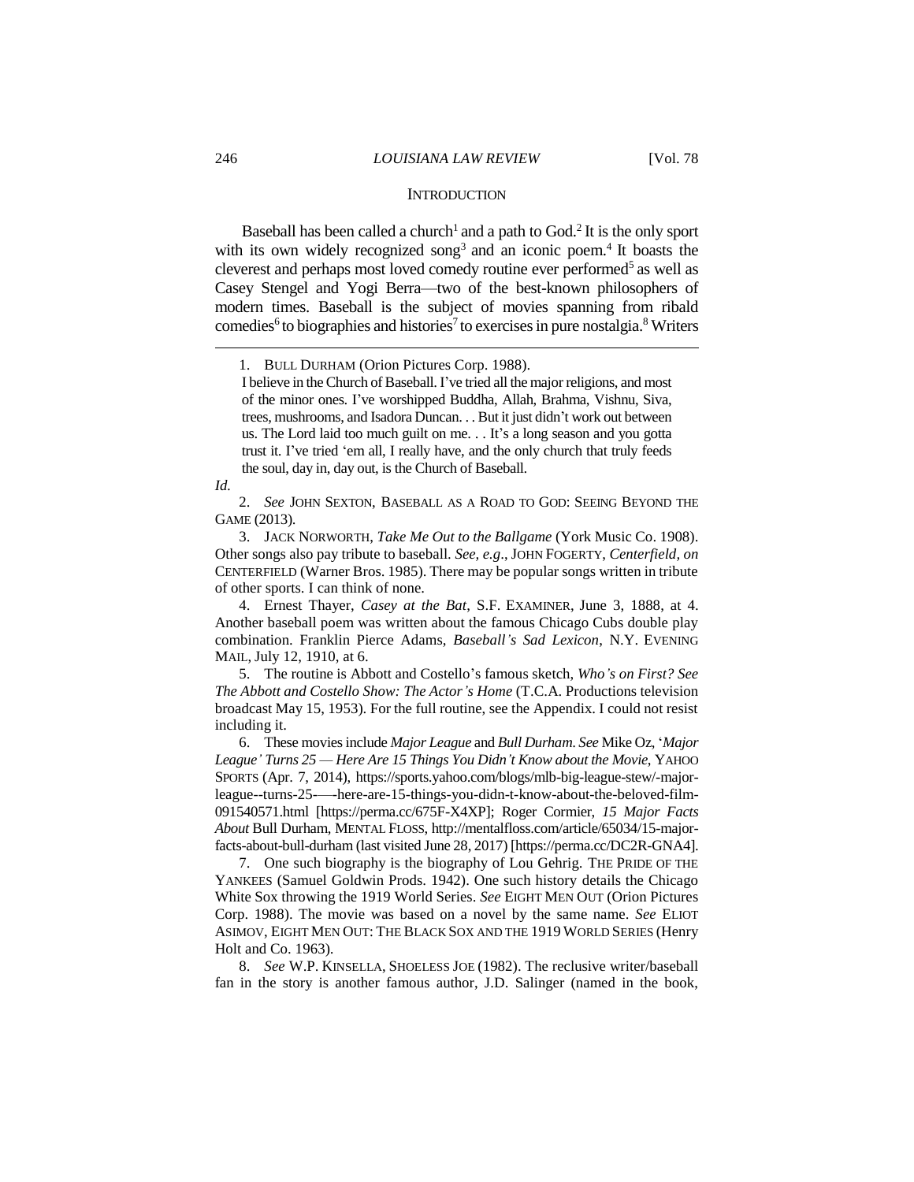## INTRODUCTION

Baseball has been called a church[1] and a path to God.[2] It is the only sport with its own widely recognized song[3] and an iconic poem.[4] It boasts the cleverest and perhaps most loved comedy routine ever performed[5] as well as Casey Stengel and Yogi Berra—two of the best-known philosophers of modern times. Baseball is the subject of movies spanning from ribald comedies[6] to biographies and histories[7] to exercises in pure nostalgia.[8] Writers

---

1. BULL DURHAM (Orion Pictures Corp. 1988).

> I believe in the Church of Baseball. I've tried all the major religions, and most of the minor ones. I've worshipped Buddha, Allah, Brahma, Vishnu, Siva, trees, mushrooms, and Isadora Duncan. . . But it just didn't work out between us. The Lord laid too much guilt on me. . . It's a long season and you gotta trust it. I've tried 'em all, I really have, and the only church that truly feeds the soul, day in, day out, is the Church of Baseball.

*Id.*

2. *See* JOHN SEXTON, BASEBALL AS A ROAD TO GOD: SEEING BEYOND THE GAME (2013).

3. JACK NORWORTH, *Take Me Out to the Ballgame* (York Music Co. 1908). Other songs also pay tribute to baseball. *See, e.g.*, JOHN FOGERTY, *Centerfield*, *on* CENTERFIELD (Warner Bros. 1985). There may be popular songs written in tribute of other sports. I can think of none.

4. Ernest Thayer, *Casey at the Bat*, S.F. EXAMINER, June 3, 1888, at 4. Another baseball poem was written about the famous Chicago Cubs double play combination. Franklin Pierce Adams, *Baseball's Sad Lexicon*, N.Y. EVENING MAIL, July 12, 1910, at 6.

5. The routine is Abbott and Costello's famous sketch, *Who's on First? See The Abbott and Costello Show: The Actor's Home* (T.C.A. Productions television broadcast May 15, 1953). For the full routine, see the Appendix. I could not resist including it.

6. These movies include *Major League* and *Bull Durham*. *See* Mike Oz, '*Major League' Turns 25 — Here Are 15 Things You Didn't Know about the Movie*, YAHOO SPORTS (Apr. 7, 2014), https://sports.yahoo.com/blogs/mlb-big-league-stew/-major-league--turns-25-—-here-are-15-things-you-didn-t-know-about-the-beloved-film-091540571.html [https://perma.cc/675F-X4XP]; Roger Cormier, *15 Major Facts About* Bull Durham, MENTAL FLOSS, http://mentalfloss.com/article/65034/15-major-facts-about-bull-durham (last visited June 28, 2017) [https://perma.cc/DC2R-GNA4].

7. One such biography is the biography of Lou Gehrig. THE PRIDE OF THE YANKEES (Samuel Goldwin Prods. 1942). One such history details the Chicago White Sox throwing the 1919 World Series. *See* EIGHT MEN OUT (Orion Pictures Corp. 1988). The movie was based on a novel by the same name. *See* ELIOT ASIMOV, EIGHT MEN OUT: THE BLACK SOX AND THE 1919 WORLD SERIES (Henry Holt and Co. 1963).

8. *See* W.P. KINSELLA, SHOELESS JOE (1982). The reclusive writer/baseball fan in the story is another famous author, J.D. Salinger (named in the book,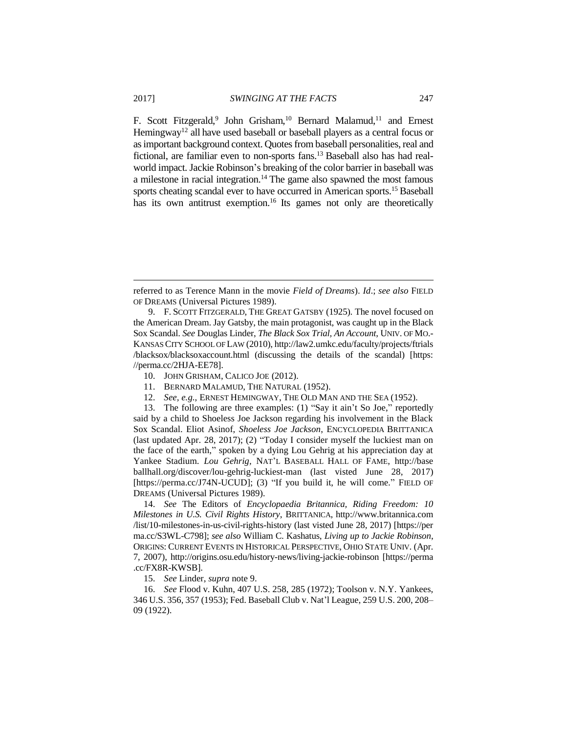F. Scott Fitzgerald,[9] John Grisham,[10] Bernard Malamud,[11] and Ernest Hemingway[12] all have used baseball or baseball players as a central focus or as important background context. Quotes from baseball personalities, real and fictional, are familiar even to non-sports fans.[13] Baseball also has had real-world impact. Jackie Robinson's breaking of the color barrier in baseball was a milestone in racial integration.[14] The game also spawned the most famous sports cheating scandal ever to have occurred in American sports.[15] Baseball has its own antitrust exemption.[16] Its games not only are theoretically

---

referred to as Terence Mann in the movie *Field of Dreams*). *Id*.; *see also* FIELD OF DREAMS (Universal Pictures 1989).

9. F. SCOTT FITZGERALD, THE GREAT GATSBY (1925). The novel focused on the American Dream. Jay Gatsby, the main protagonist, was caught up in the Black Sox Scandal. *See* Douglas Linder, *The Black Sox Trial, An Account*, UNIV. OF MO.-KANSAS CITY SCHOOL OF LAW (2010), http://law2.umkc.edu/faculty/projects/ftrials/blacksox/blacksoxaccount.html (discussing the details of the scandal) [https://perma.cc/2HJA-EE78].

10. JOHN GRISHAM, CALICO JOE (2012).

11. BERNARD MALAMUD, THE NATURAL (1952).

12. *See, e.g.*, ERNEST HEMINGWAY, THE OLD MAN AND THE SEA (1952).

13. The following are three examples: (1) "Say it ain't So Joe," reportedly said by a child to Shoeless Joe Jackson regarding his involvement in the Black Sox Scandal. Eliot Asinof, *Shoeless Joe Jackson*, ENCYCLOPEDIA BRITTANICA (last updated Apr. 28, 2017); (2) "Today I consider myself the luckiest man on the face of the earth," spoken by a dying Lou Gehrig at his appreciation day at Yankee Stadium. *Lou Gehrig*, NAT'L BASEBALL HALL OF FAME, http://baseballhall.org/discover/lou-gehrig-luckiest-man (last visted June 28, 2017) [https://perma.cc/J74N-UCUD]; (3) "If you build it, he will come." FIELD OF DREAMS (Universal Pictures 1989).

14. *See* The Editors of *Encyclopaedia Britannica*, *Riding Freedom: 10 Milestones in U.S. Civil Rights History*, BRITTANICA, http://www.britannica.com/list/10-milestones-in-us-civil-rights-history (last visted June 28, 2017) [https://perma.cc/S3WL-C798]; *see also* William C. Kashatus, *Living up to Jackie Robinson*, ORIGINS: CURRENT EVENTS IN HISTORICAL PERSPECTIVE, OHIO STATE UNIV. (Apr. 7, 2007), http://origins.osu.edu/history-news/living-jackie-robinson [https://perma.cc/FX8R-KWSB].

15. *See* Linder, *supra* note 9.

16. *See* Flood v. Kuhn, 407 U.S. 258, 285 (1972); Toolson v. N.Y. Yankees, 346 U.S. 356, 357 (1953); Fed. Baseball Club v. Nat'l League, 259 U.S. 200, 208–09 (1922).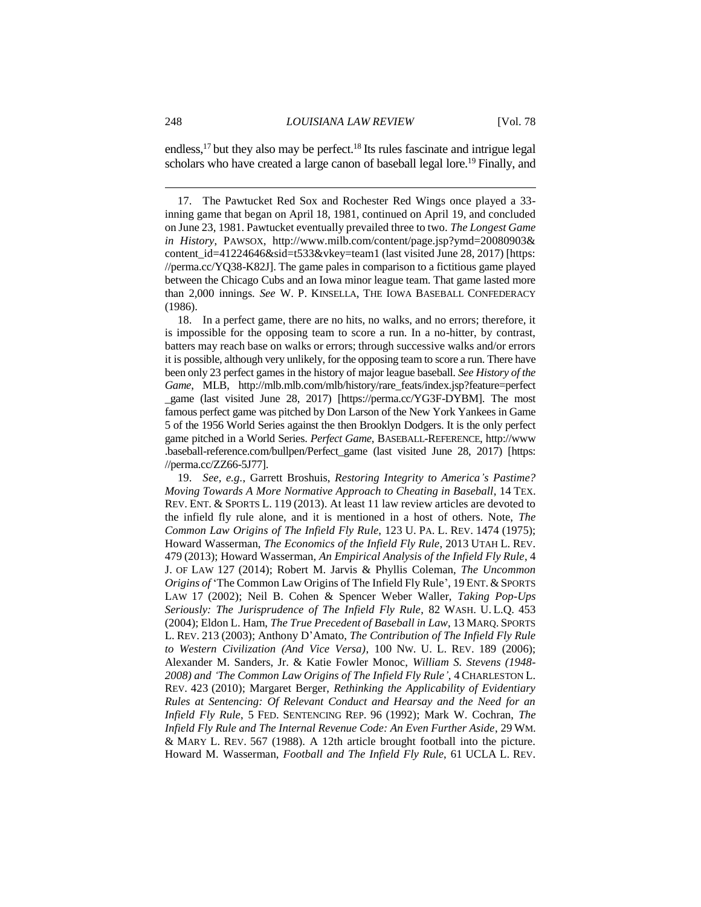endless,[17] but they also may be perfect.[18] Its rules fascinate and intrigue legal scholars who have created a large canon of baseball legal lore.[19] Finally, and

---

17. The Pawtucket Red Sox and Rochester Red Wings once played a 33-inning game that began on April 18, 1981, continued on April 19, and concluded on June 23, 1981. Pawtucket eventually prevailed three to two. *The Longest Game in History*, PAWSOX, http://www.milb.com/content/page.jsp?ymd=20080903&content_id=41224646&sid=t533&vkey=team1 (last visited June 28, 2017) [https://perma.cc/YQ38-K82J]. The game pales in comparison to a fictitious game played between the Chicago Cubs and an Iowa minor league team. That game lasted more than 2,000 innings. *See* W. P. KINSELLA, THE IOWA BASEBALL CONFEDERACY (1986).

18. In a perfect game, there are no hits, no walks, and no errors; therefore, it is impossible for the opposing team to score a run. In a no-hitter, by contrast, batters may reach base on walks or errors; through successive walks and/or errors it is possible, although very unlikely, for the opposing team to score a run. There have been only 23 perfect games in the history of major league baseball. *See History of the Game*, MLB, http://mlb.mlb.com/mlb/history/rare_feats/index.jsp?feature=perfect_game (last visited June 28, 2017) [https://perma.cc/YG3F-DYBM]. The most famous perfect game was pitched by Don Larson of the New York Yankees in Game 5 of the 1956 World Series against the then Brooklyn Dodgers. It is the only perfect game pitched in a World Series. *Perfect Game*, BASEBALL-REFERENCE, http://www.baseball-reference.com/bullpen/Perfect_game (last visited June 28, 2017) [https://perma.cc/ZZ66-5J77].

19. *See, e.g.*, Garrett Broshuis, *Restoring Integrity to America's Pastime? Moving Towards A More Normative Approach to Cheating in Baseball*, 14 TEX. REV. ENT. & SPORTS L. 119 (2013). At least 11 law review articles are devoted to the infield fly rule alone, and it is mentioned in a host of others. Note, *The Common Law Origins of The Infield Fly Rule*, 123 U. PA. L. REV. 1474 (1975); Howard Wasserman, *The Economics of the Infield Fly Rule*, 2013 UTAH L. REV. 479 (2013); Howard Wasserman, *An Empirical Analysis of the Infield Fly Rule*, 4 J. OF LAW 127 (2014); Robert M. Jarvis & Phyllis Coleman, *The Uncommon Origins of* 'The Common Law Origins of The Infield Fly Rule', 19 ENT. & SPORTS LAW 17 (2002); Neil B. Cohen & Spencer Weber Waller, *Taking Pop-Ups Seriously: The Jurisprudence of The Infield Fly Rule*, 82 WASH. U. L.Q. 453 (2004); Eldon L. Ham, *The True Precedent of Baseball in Law*, 13 MARQ. SPORTS L. REV. 213 (2003); Anthony D'Amato, *The Contribution of The Infield Fly Rule to Western Civilization (And Vice Versa)*, 100 NW. U. L. REV. 189 (2006); Alexander M. Sanders, Jr. & Katie Fowler Monoc, *William S. Stevens (1948-2008) and 'The Common Law Origins of The Infield Fly Rule'*, 4 CHARLESTON L. REV. 423 (2010); Margaret Berger, *Rethinking the Applicability of Evidentiary Rules at Sentencing: Of Relevant Conduct and Hearsay and the Need for an Infield Fly Rule*, 5 FED. SENTENCING REP. 96 (1992); Mark W. Cochran, *The Infield Fly Rule and The Internal Revenue Code: An Even Further Aside*, 29 WM. & MARY L. REV. 567 (1988). A 12th article brought football into the picture. Howard M. Wasserman, *Football and The Infield Fly Rule*, 61 UCLA L. REV.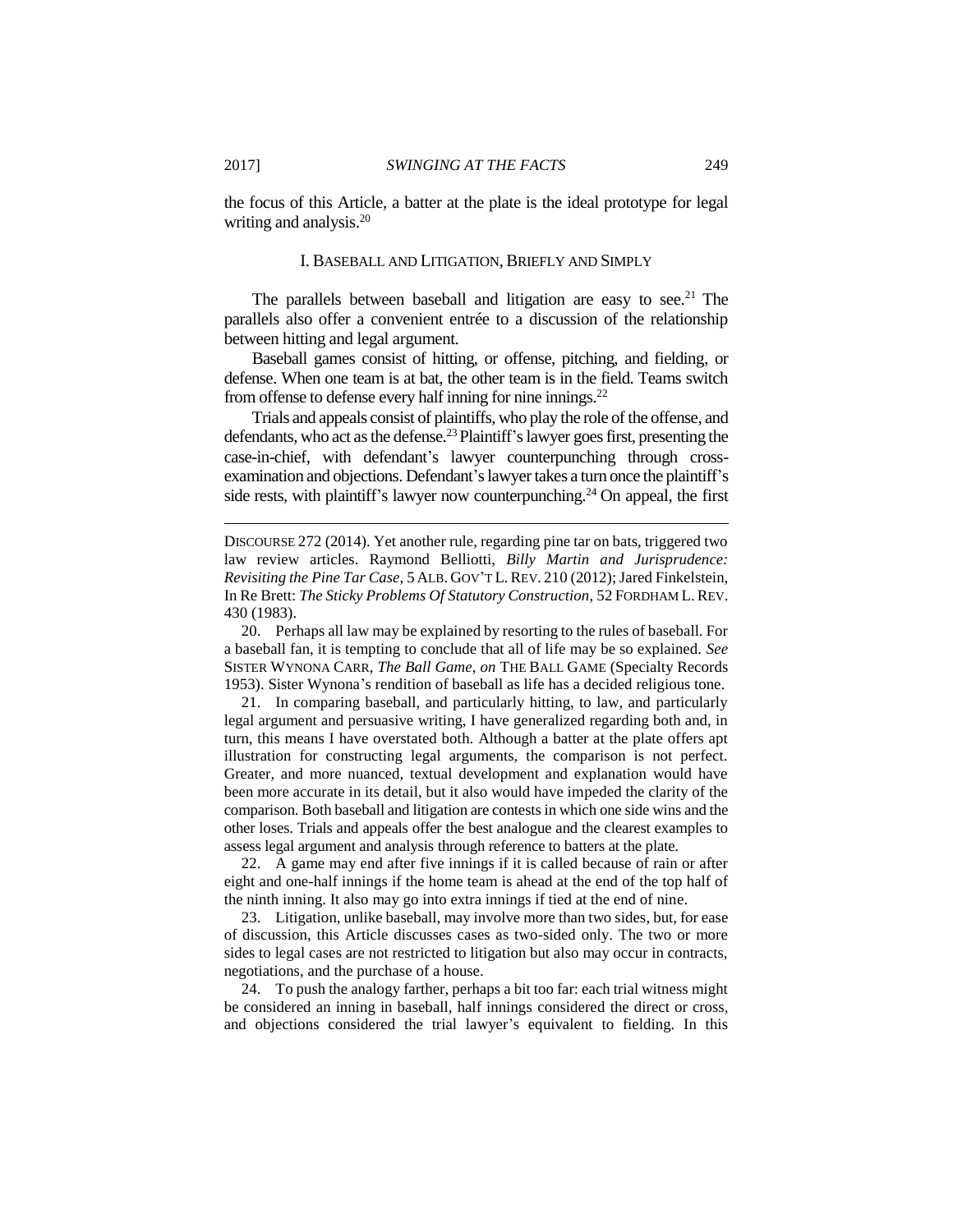the focus of this Article, a batter at the plate is the ideal prototype for legal writing and analysis.[20]

## I. BASEBALL AND LITIGATION, BRIEFLY AND SIMPLY

The parallels between baseball and litigation are easy to see.[21] The parallels also offer a convenient entrée to a discussion of the relationship between hitting and legal argument.

Baseball games consist of hitting, or offense, pitching, and fielding, or defense. When one team is at bat, the other team is in the field. Teams switch from offense to defense every half inning for nine innings.[22]

Trials and appeals consist of plaintiffs, who play the role of the offense, and defendants, who act as the defense.[23] Plaintiff's lawyer goes first, presenting the case-in-chief, with defendant's lawyer counterpunching through cross-examination and objections. Defendant's lawyer takes a turn once the plaintiff's side rests, with plaintiff's lawyer now counterpunching.[24] On appeal, the first

---

DISCOURSE 272 (2014). Yet another rule, regarding pine tar on bats, triggered two law review articles. Raymond Belliotti, *Billy Martin and Jurisprudence: Revisiting the Pine Tar Case*, 5 ALB. GOV'T L. REV. 210 (2012); Jared Finkelstein, In Re Brett: *The Sticky Problems Of Statutory Construction*, 52 FORDHAM L. REV. 430 (1983).

20. Perhaps all law may be explained by resorting to the rules of baseball. For a baseball fan, it is tempting to conclude that all of life may be so explained. *See* SISTER WYNONA CARR, *The Ball Game*, *on* THE BALL GAME (Specialty Records 1953). Sister Wynona's rendition of baseball as life has a decided religious tone.

21. In comparing baseball, and particularly hitting, to law, and particularly legal argument and persuasive writing, I have generalized regarding both and, in turn, this means I have overstated both. Although a batter at the plate offers apt illustration for constructing legal arguments, the comparison is not perfect. Greater, and more nuanced, textual development and explanation would have been more accurate in its detail, but it also would have impeded the clarity of the comparison. Both baseball and litigation are contests in which one side wins and the other loses. Trials and appeals offer the best analogue and the clearest examples to assess legal argument and analysis through reference to batters at the plate.

22. A game may end after five innings if it is called because of rain or after eight and one-half innings if the home team is ahead at the end of the top half of the ninth inning. It also may go into extra innings if tied at the end of nine.

23. Litigation, unlike baseball, may involve more than two sides, but, for ease of discussion, this Article discusses cases as two-sided only. The two or more sides to legal cases are not restricted to litigation but also may occur in contracts, negotiations, and the purchase of a house.

24. To push the analogy farther, perhaps a bit too far: each trial witness might be considered an inning in baseball, half innings considered the direct or cross, and objections considered the trial lawyer's equivalent to fielding. In this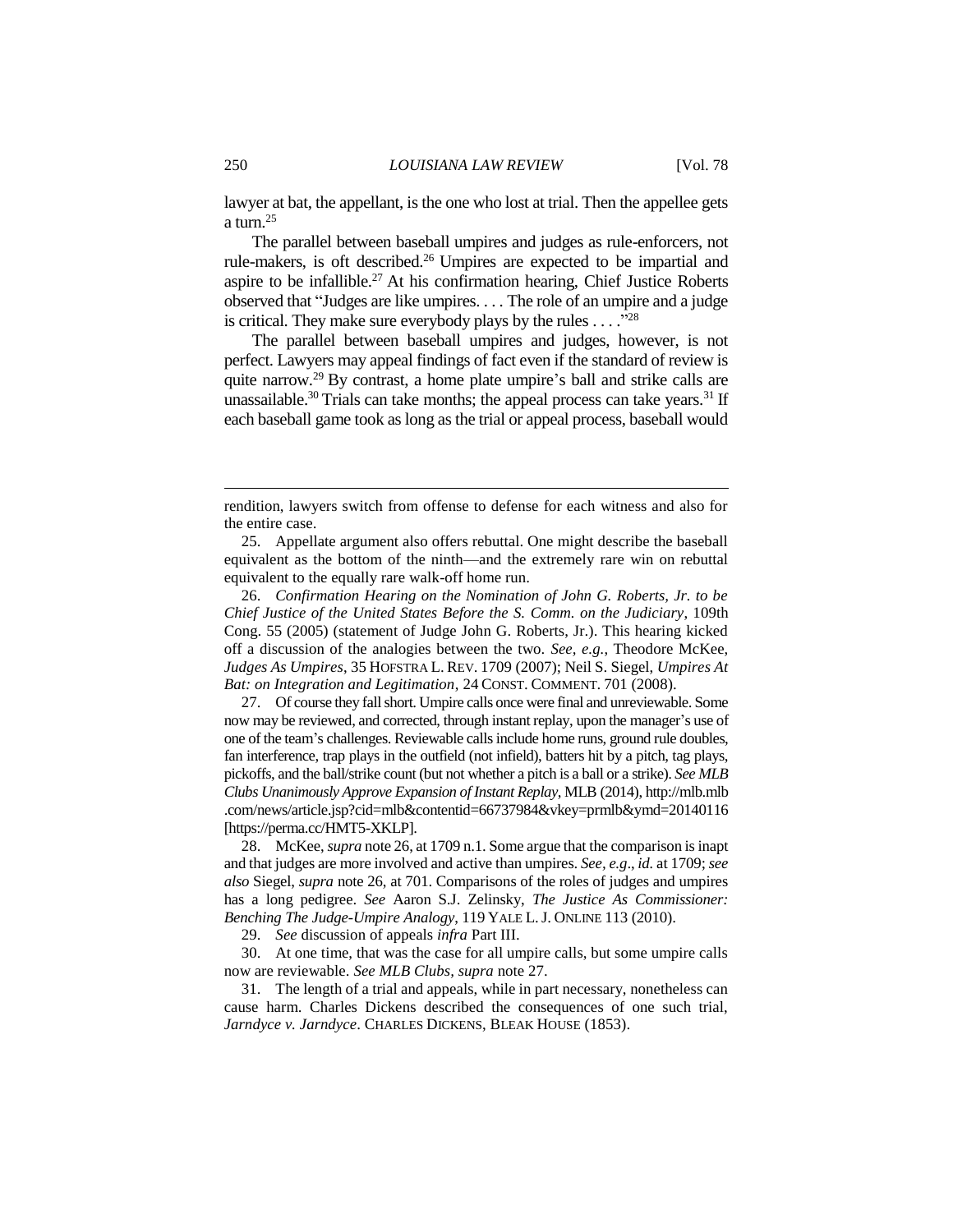lawyer at bat, the appellant, is the one who lost at trial. Then the appellee gets a turn.[25]

The parallel between baseball umpires and judges as rule-enforcers, not rule-makers, is oft described.[26] Umpires are expected to be impartial and aspire to be infallible.[27] At his confirmation hearing, Chief Justice Roberts observed that "Judges are like umpires. . . . The role of an umpire and a judge is critical. They make sure everybody plays by the rules . . . ."[28]

The parallel between baseball umpires and judges, however, is not perfect. Lawyers may appeal findings of fact even if the standard of review is quite narrow.[29] By contrast, a home plate umpire's ball and strike calls are unassailable.[30] Trials can take months; the appeal process can take years.[31] If each baseball game took as long as the trial or appeal process, baseball would

---

rendition, lawyers switch from offense to defense for each witness and also for the entire case.

25. Appellate argument also offers rebuttal. One might describe the baseball equivalent as the bottom of the ninth—and the extremely rare win on rebuttal equivalent to the equally rare walk-off home run.

26. *Confirmation Hearing on the Nomination of John G. Roberts, Jr. to be Chief Justice of the United States Before the S. Comm. on the Judiciary*, 109th Cong. 55 (2005) (statement of Judge John G. Roberts, Jr.). This hearing kicked off a discussion of the analogies between the two. *See, e.g.*, Theodore McKee, *Judges As Umpires*, 35 HOFSTRA L. REV. 1709 (2007); Neil S. Siegel, *Umpires At Bat: on Integration and Legitimation*, 24 CONST. COMMENT. 701 (2008).

27. Of course they fall short. Umpire calls once were final and unreviewable. Some now may be reviewed, and corrected, through instant replay, upon the manager's use of one of the team's challenges. Reviewable calls include home runs, ground rule doubles, fan interference, trap plays in the outfield (not infield), batters hit by a pitch, tag plays, pickoffs, and the ball/strike count (but not whether a pitch is a ball or a strike). *See MLB Clubs Unanimously Approve Expansion of Instant Replay*, MLB (2014), http://mlb.mlb.com/news/article.jsp?cid=mlb&contentid=66737984&vkey=prmlb&ymd=20140116 [https://perma.cc/HMT5-XKLP].

28. McKee, *supra* note 26, at 1709 n.1. Some argue that the comparison is inapt and that judges are more involved and active than umpires. *See, e.g*., *id.* at 1709; *see also* Siegel, *supra* note 26, at 701. Comparisons of the roles of judges and umpires has a long pedigree. *See* Aaron S.J. Zelinsky, *The Justice As Commissioner: Benching The Judge-Umpire Analogy*, 119 YALE L. J. ONLINE 113 (2010).

29. *See* discussion of appeals *infra* Part III.

30. At one time, that was the case for all umpire calls, but some umpire calls now are reviewable. *See MLB Clubs*, *supra* note 27.

31. The length of a trial and appeals, while in part necessary, nonetheless can cause harm. Charles Dickens described the consequences of one such trial, *Jarndyce v. Jarndyce*. CHARLES DICKENS, BLEAK HOUSE (1853).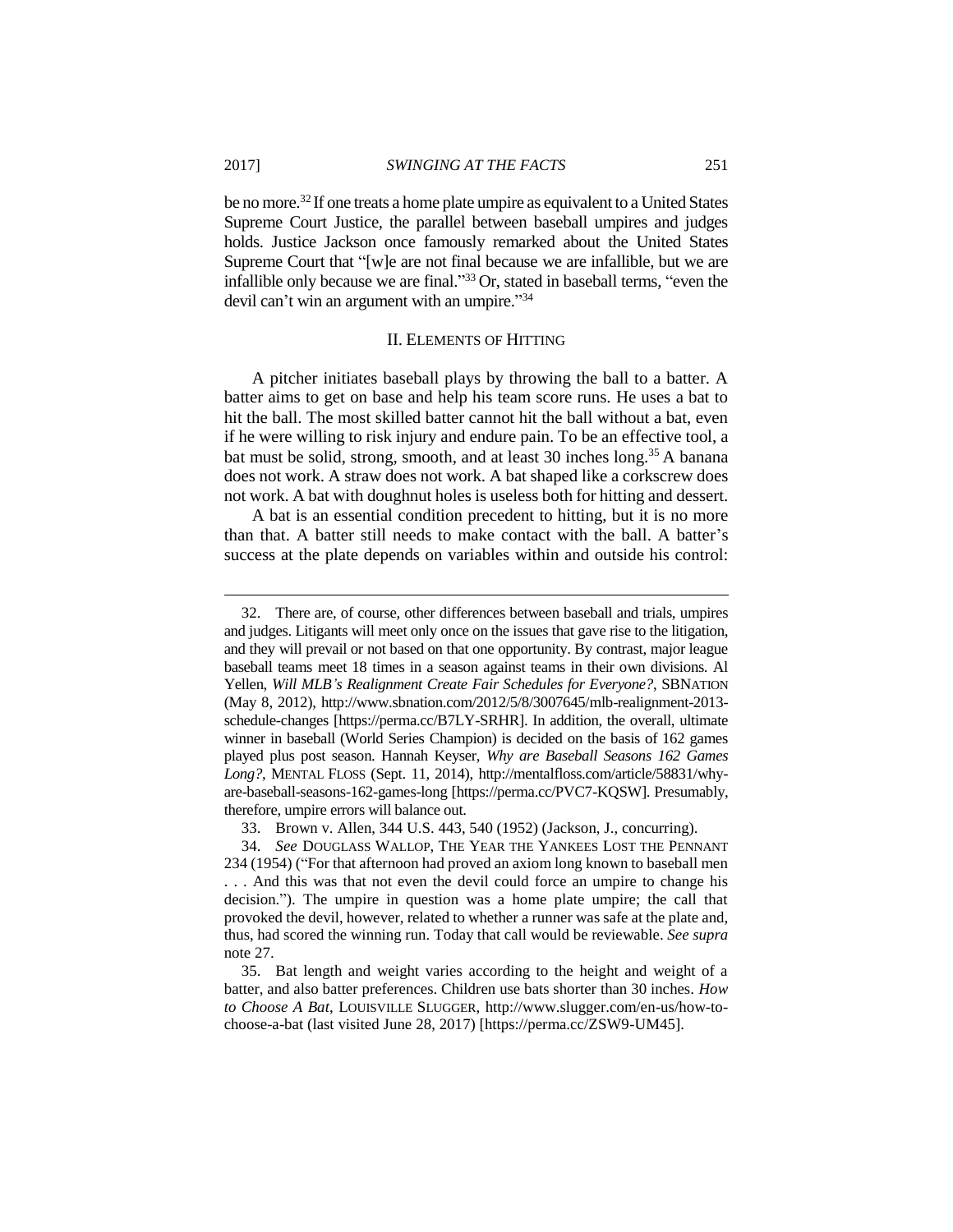be no more.[32] If one treats a home plate umpire as equivalent to a United States Supreme Court Justice, the parallel between baseball umpires and judges holds. Justice Jackson once famously remarked about the United States Supreme Court that "[w]e are not final because we are infallible, but we are infallible only because we are final."[33] Or, stated in baseball terms, "even the devil can't win an argument with an umpire."[34]

## II. Elements of Hitting

A pitcher initiates baseball plays by throwing the ball to a batter. A batter aims to get on base and help his team score runs. He uses a bat to hit the ball. The most skilled batter cannot hit the ball without a bat, even if he were willing to risk injury and endure pain. To be an effective tool, a bat must be solid, strong, smooth, and at least 30 inches long.[35] A banana does not work. A straw does not work. A bat shaped like a corkscrew does not work. A bat with doughnut holes is useless both for hitting and dessert.

A bat is an essential condition precedent to hitting, but it is no more than that. A batter still needs to make contact with the ball. A batter's success at the plate depends on variables within and outside his control:

---

32. There are, of course, other differences between baseball and trials, umpires and judges. Litigants will meet only once on the issues that gave rise to the litigation, and they will prevail or not based on that one opportunity. By contrast, major league baseball teams meet 18 times in a season against teams in their own divisions. Al Yellen, *Will MLB's Realignment Create Fair Schedules for Everyone?*, SBNATION (May 8, 2012), http://www.sbnation.com/2012/5/8/3007645/mlb-realignment-2013-schedule-changes [https://perma.cc/B7LY-SRHR]. In addition, the overall, ultimate winner in baseball (World Series Champion) is decided on the basis of 162 games played plus post season. Hannah Keyser, *Why are Baseball Seasons 162 Games Long?*, MENTAL FLOSS (Sept. 11, 2014), http://mentalfloss.com/article/58831/why-are-baseball-seasons-162-games-long [https://perma.cc/PVC7-KQSW]. Presumably, therefore, umpire errors will balance out.

33. Brown v. Allen, 344 U.S. 443, 540 (1952) (Jackson, J., concurring).

34. *See* DOUGLASS WALLOP, THE YEAR THE YANKEES LOST THE PENNANT 234 (1954) ("For that afternoon had proved an axiom long known to baseball men . . . And this was that not even the devil could force an umpire to change his decision."). The umpire in question was a home plate umpire; the call that provoked the devil, however, related to whether a runner was safe at the plate and, thus, had scored the winning run. Today that call would be reviewable. *See supra* note 27.

35. Bat length and weight varies according to the height and weight of a batter, and also batter preferences. Children use bats shorter than 30 inches. *How to Choose A Bat*, LOUISVILLE SLUGGER, http://www.slugger.com/en-us/how-to-choose-a-bat (last visited June 28, 2017) [https://perma.cc/ZSW9-UM45].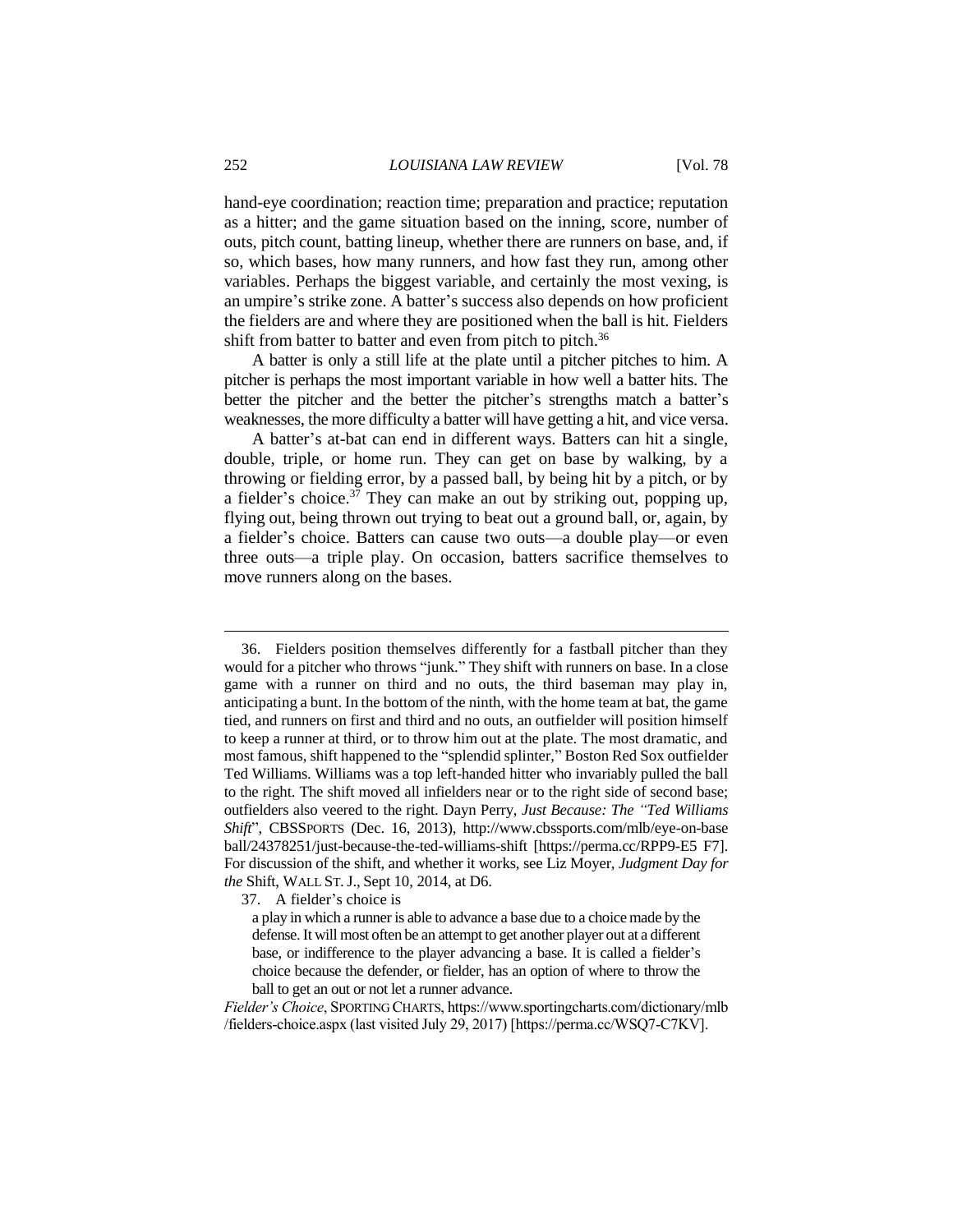hand-eye coordination; reaction time; preparation and practice; reputation as a hitter; and the game situation based on the inning, score, number of outs, pitch count, batting lineup, whether there are runners on base, and, if so, which bases, how many runners, and how fast they run, among other variables. Perhaps the biggest variable, and certainly the most vexing, is an umpire's strike zone. A batter's success also depends on how proficient the fielders are and where they are positioned when the ball is hit. Fielders shift from batter to batter and even from pitch to pitch.[36]

A batter is only a still life at the plate until a pitcher pitches to him. A pitcher is perhaps the most important variable in how well a batter hits. The better the pitcher and the better the pitcher's strengths match a batter's weaknesses, the more difficulty a batter will have getting a hit, and vice versa.

A batter's at-bat can end in different ways. Batters can hit a single, double, triple, or home run. They can get on base by walking, by a throwing or fielding error, by a passed ball, by being hit by a pitch, or by a fielder's choice.[37] They can make an out by striking out, popping up, flying out, being thrown out trying to beat out a ground ball, or, again, by a fielder's choice. Batters can cause two outs—a double play—or even three outs—a triple play. On occasion, batters sacrifice themselves to move runners along on the bases.

---

36. Fielders position themselves differently for a fastball pitcher than they would for a pitcher who throws "junk." They shift with runners on base. In a close game with a runner on third and no outs, the third baseman may play in, anticipating a bunt. In the bottom of the ninth, with the home team at bat, the game tied, and runners on first and third and no outs, an outfielder will position himself to keep a runner at third, or to throw him out at the plate. The most dramatic, and most famous, shift happened to the "splendid splinter," Boston Red Sox outfielder Ted Williams. Williams was a top left-handed hitter who invariably pulled the ball to the right. The shift moved all infielders near or to the right side of second base; outfielders also veered to the right. Dayn Perry, *Just Because: The "Ted Williams Shift*", CBSSPORTS (Dec. 16, 2013), http://www.cbssports.com/mlb/eye-on-base ball/24378251/just-because-the-ted-williams-shift [https://perma.cc/RPP9-E5 F7]. For discussion of the shift, and whether it works, see Liz Moyer, *Judgment Day for the* Shift, WALL ST. J., Sept 10, 2014, at D6.

37. A fielder's choice is

> a play in which a runner is able to advance a base due to a choice made by the defense. It will most often be an attempt to get another player out at a different base, or indifference to the player advancing a base. It is called a fielder's choice because the defender, or fielder, has an option of where to throw the ball to get an out or not let a runner advance.

*Fielder's Choice*, SPORTING CHARTS, https://www.sportingcharts.com/dictionary/mlb /fielders-choice.aspx (last visited July 29, 2017) [https://perma.cc/WSQ7-C7KV].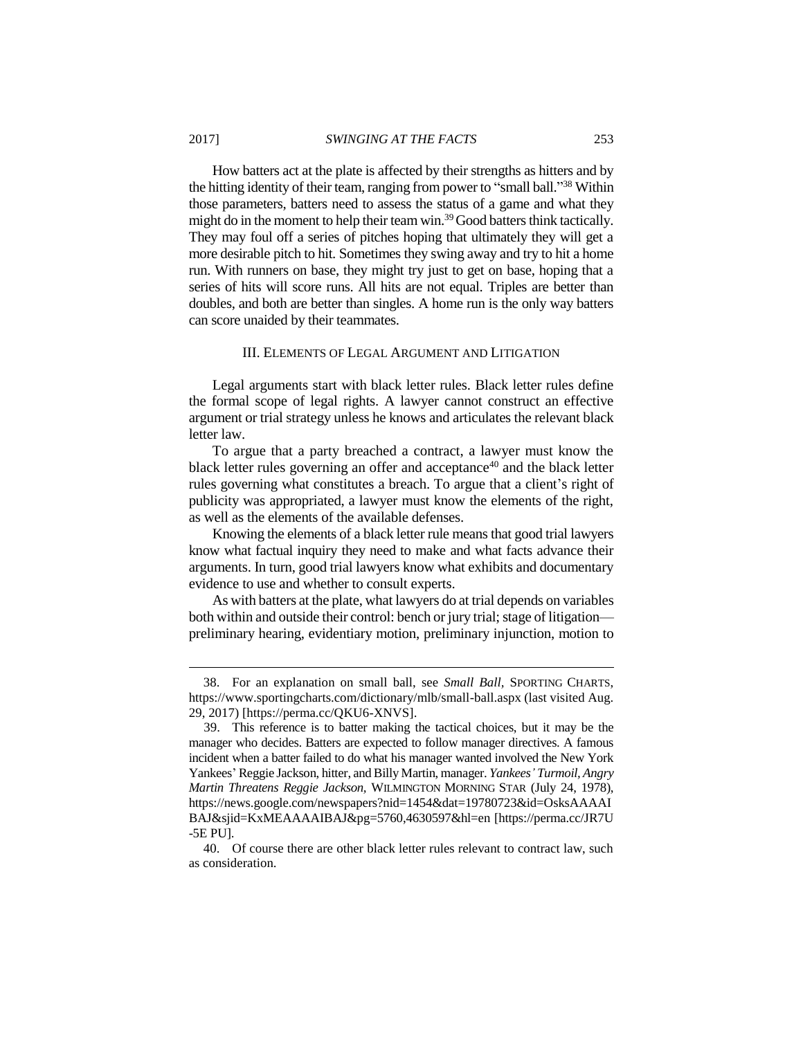How batters act at the plate is affected by their strengths as hitters and by the hitting identity of their team, ranging from power to "small ball."[38] Within those parameters, batters need to assess the status of a game and what they might do in the moment to help their team win.[39] Good batters think tactically. They may foul off a series of pitches hoping that ultimately they will get a more desirable pitch to hit. Sometimes they swing away and try to hit a home run. With runners on base, they might try just to get on base, hoping that a series of hits will score runs. All hits are not equal. Triples are better than doubles, and both are better than singles. A home run is the only way batters can score unaided by their teammates.

## III. Elements of Legal Argument and Litigation

Legal arguments start with black letter rules. Black letter rules define the formal scope of legal rights. A lawyer cannot construct an effective argument or trial strategy unless he knows and articulates the relevant black letter law.

To argue that a party breached a contract, a lawyer must know the black letter rules governing an offer and acceptance[40] and the black letter rules governing what constitutes a breach. To argue that a client's right of publicity was appropriated, a lawyer must know the elements of the right, as well as the elements of the available defenses.

Knowing the elements of a black letter rule means that good trial lawyers know what factual inquiry they need to make and what facts advance their arguments. In turn, good trial lawyers know what exhibits and documentary evidence to use and whether to consult experts.

As with batters at the plate, what lawyers do at trial depends on variables both within and outside their control: bench or jury trial; stage of litigation—preliminary hearing, evidentiary motion, preliminary injunction, motion to

---

38. For an explanation on small ball, see *Small Ball*, Sporting Charts, https://www.sportingcharts.com/dictionary/mlb/small-ball.aspx (last visited Aug. 29, 2017) [https://perma.cc/QKU6-XNVS].

39. This reference is to batter making the tactical choices, but it may be the manager who decides. Batters are expected to follow manager directives. A famous incident when a batter failed to do what his manager wanted involved the New York Yankees' Reggie Jackson, hitter, and Billy Martin, manager. *Yankees' Turmoil, Angry Martin Threatens Reggie Jackson*, Wilmington Morning Star (July 24, 1978), https://news.google.com/newspapers?nid=1454&dat=19780723&id=OsksAAAAIBAJ&sjid=KxMEAAAAIBAJ&pg=5760,4630597&hl=en [https://perma.cc/JR7U-5E PU].

40. Of course there are other black letter rules relevant to contract law, such as consideration.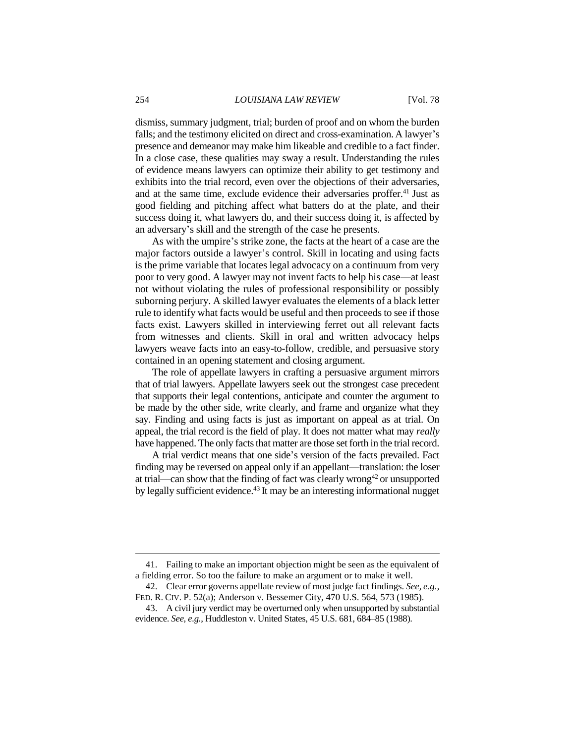dismiss, summary judgment, trial; burden of proof and on whom the burden falls; and the testimony elicited on direct and cross-examination. A lawyer's presence and demeanor may make him likeable and credible to a fact finder. In a close case, these qualities may sway a result. Understanding the rules of evidence means lawyers can optimize their ability to get testimony and exhibits into the trial record, even over the objections of their adversaries, and at the same time, exclude evidence their adversaries proffer.[41] Just as good fielding and pitching affect what batters do at the plate, and their success doing it, what lawyers do, and their success doing it, is affected by an adversary's skill and the strength of the case he presents.

As with the umpire's strike zone, the facts at the heart of a case are the major factors outside a lawyer's control. Skill in locating and using facts is the prime variable that locates legal advocacy on a continuum from very poor to very good. A lawyer may not invent facts to help his case—at least not without violating the rules of professional responsibility or possibly suborning perjury. A skilled lawyer evaluates the elements of a black letter rule to identify what facts would be useful and then proceeds to see if those facts exist. Lawyers skilled in interviewing ferret out all relevant facts from witnesses and clients. Skill in oral and written advocacy helps lawyers weave facts into an easy-to-follow, credible, and persuasive story contained in an opening statement and closing argument.

The role of appellate lawyers in crafting a persuasive argument mirrors that of trial lawyers. Appellate lawyers seek out the strongest case precedent that supports their legal contentions, anticipate and counter the argument to be made by the other side, write clearly, and frame and organize what they say. Finding and using facts is just as important on appeal as at trial. On appeal, the trial record is the field of play. It does not matter what may *really* have happened. The only facts that matter are those set forth in the trial record.

A trial verdict means that one side's version of the facts prevailed. Fact finding may be reversed on appeal only if an appellant—translation: the loser at trial—can show that the finding of fact was clearly wrong[42] or unsupported by legally sufficient evidence.[43] It may be an interesting informational nugget

---

41. Failing to make an important objection might be seen as the equivalent of a fielding error. So too the failure to make an argument or to make it well.

42. Clear error governs appellate review of most judge fact findings. *See, e.g.*, FED. R. CIV. P. 52(a); Anderson v. Bessemer City, 470 U.S. 564, 573 (1985).

43. A civil jury verdict may be overturned only when unsupported by substantial evidence. *See, e.g.*, Huddleston v. United States, 45 U.S. 681, 684–85 (1988).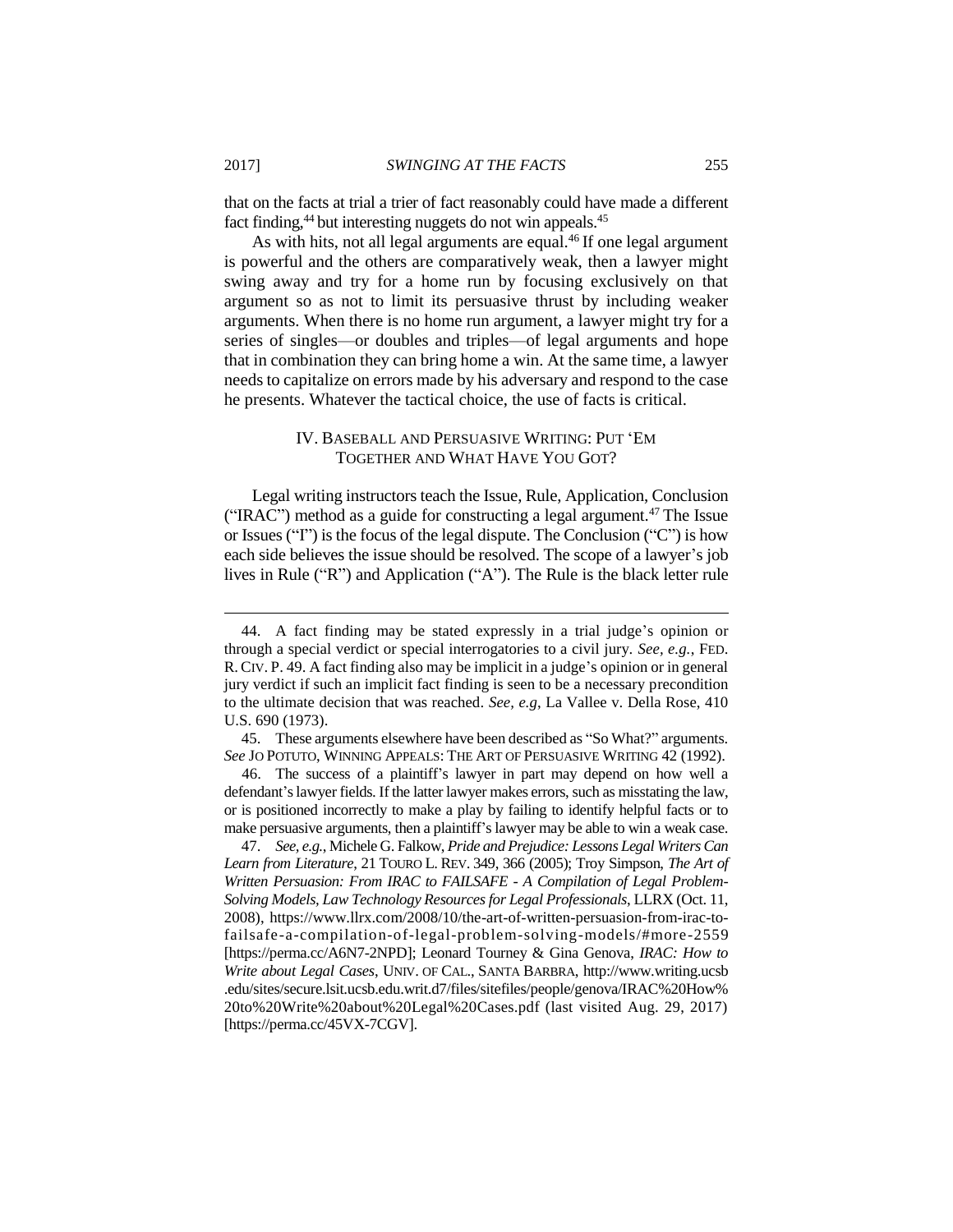that on the facts at trial a trier of fact reasonably could have made a different fact finding,[44] but interesting nuggets do not win appeals.[45]

As with hits, not all legal arguments are equal.[46] If one legal argument is powerful and the others are comparatively weak, then a lawyer might swing away and try for a home run by focusing exclusively on that argument so as not to limit its persuasive thrust by including weaker arguments. When there is no home run argument, a lawyer might try for a series of singles—or doubles and triples—of legal arguments and hope that in combination they can bring home a win. At the same time, a lawyer needs to capitalize on errors made by his adversary and respond to the case he presents. Whatever the tactical choice, the use of facts is critical.

## IV. BASEBALL AND PERSUASIVE WRITING: PUT 'EM TOGETHER AND WHAT HAVE YOU GOT?

Legal writing instructors teach the Issue, Rule, Application, Conclusion ("IRAC") method as a guide for constructing a legal argument.[47] The Issue or Issues ("I") is the focus of the legal dispute. The Conclusion ("C") is how each side believes the issue should be resolved. The scope of a lawyer's job lives in Rule ("R") and Application ("A"). The Rule is the black letter rule

---

44. A fact finding may be stated expressly in a trial judge's opinion or through a special verdict or special interrogatories to a civil jury. *See, e.g.*, FED. R. CIV. P. 49. A fact finding also may be implicit in a judge's opinion or in general jury verdict if such an implicit fact finding is seen to be a necessary precondition to the ultimate decision that was reached. *See, e.g*, La Vallee v. Della Rose, 410 U.S. 690 (1973).

45. These arguments elsewhere have been described as "So What?" arguments. *See* JO POTUTO, WINNING APPEALS: THE ART OF PERSUASIVE WRITING 42 (1992).

46. The success of a plaintiff's lawyer in part may depend on how well a defendant's lawyer fields. If the latter lawyer makes errors, such as misstating the law, or is positioned incorrectly to make a play by failing to identify helpful facts or to make persuasive arguments, then a plaintiff's lawyer may be able to win a weak case.

47. *See, e.g.*, Michele G. Falkow, *Pride and Prejudice: Lessons Legal Writers Can Learn from Literature*, 21 TOURO L. REV. 349, 366 (2005); Troy Simpson, *The Art of Written Persuasion: From IRAC to FAILSAFE - A Compilation of Legal Problem-Solving Models, Law Technology Resources for Legal Professionals*, LLRX (Oct. 11, 2008), https://www.llrx.com/2008/10/the-art-of-written-persuasion-from-irac-to-failsafe-a-compilation-of-legal-problem-solving-models/#more-2559 [https://perma.cc/A6N7-2NPD]; Leonard Tourney & Gina Genova, *IRAC: How to Write about Legal Cases*, UNIV. OF CAL., SANTA BARBRA, http://www.writing.ucsb.edu/sites/secure.lsit.ucsb.edu.writ.d7/files/sitefiles/people/genova/IRAC%20How%20to%20Write%20about%20Legal%20Cases.pdf (last visited Aug. 29, 2017) [https://perma.cc/45VX-7CGV].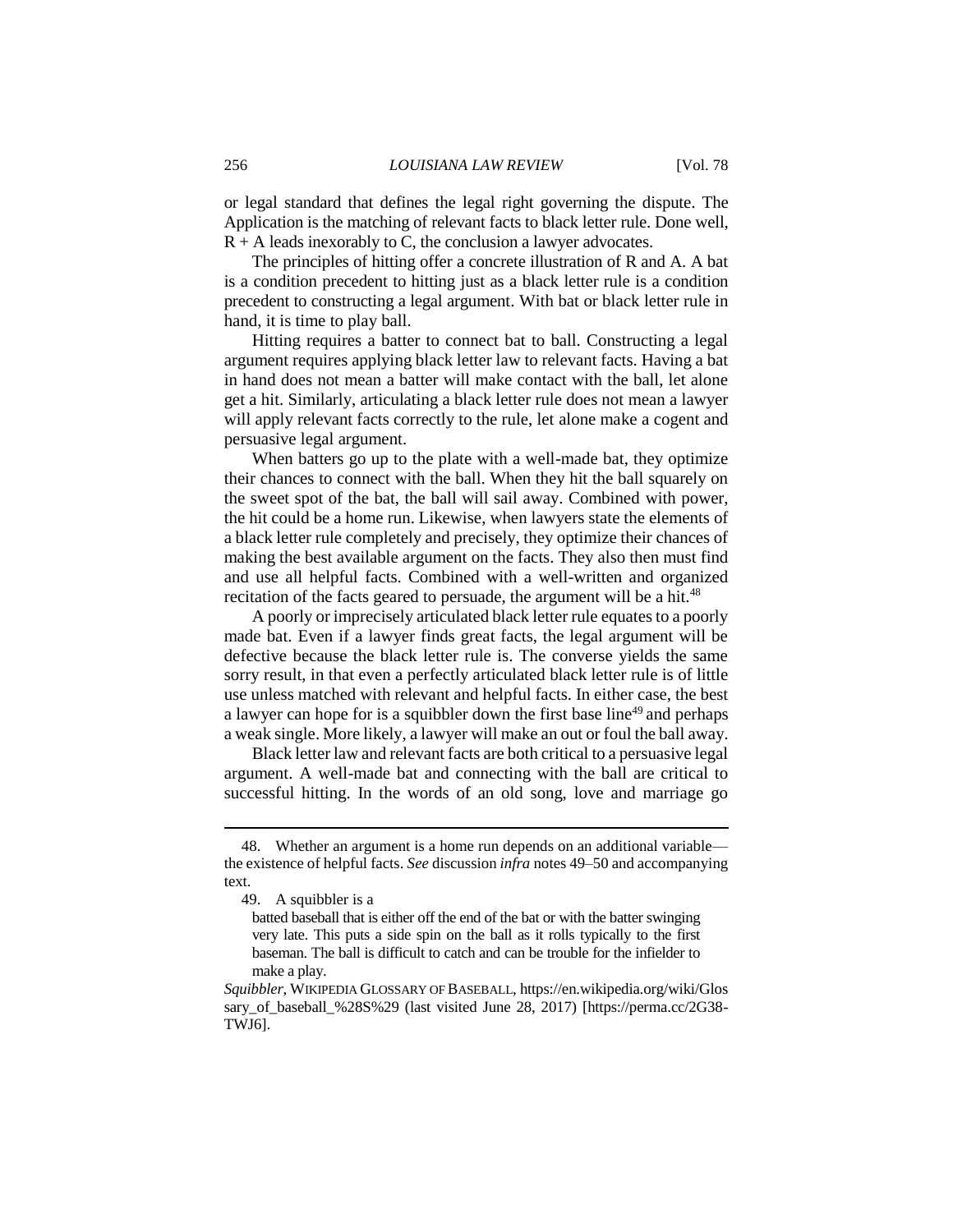or legal standard that defines the legal right governing the dispute. The Application is the matching of relevant facts to black letter rule. Done well, R + A leads inexorably to C, the conclusion a lawyer advocates.

The principles of hitting offer a concrete illustration of R and A. A bat is a condition precedent to hitting just as a black letter rule is a condition precedent to constructing a legal argument. With bat or black letter rule in hand, it is time to play ball.

Hitting requires a batter to connect bat to ball. Constructing a legal argument requires applying black letter law to relevant facts. Having a bat in hand does not mean a batter will make contact with the ball, let alone get a hit. Similarly, articulating a black letter rule does not mean a lawyer will apply relevant facts correctly to the rule, let alone make a cogent and persuasive legal argument.

When batters go up to the plate with a well-made bat, they optimize their chances to connect with the ball. When they hit the ball squarely on the sweet spot of the bat, the ball will sail away. Combined with power, the hit could be a home run. Likewise, when lawyers state the elements of a black letter rule completely and precisely, they optimize their chances of making the best available argument on the facts. They also then must find and use all helpful facts. Combined with a well-written and organized recitation of the facts geared to persuade, the argument will be a hit.[48]

A poorly or imprecisely articulated black letter rule equates to a poorly made bat. Even if a lawyer finds great facts, the legal argument will be defective because the black letter rule is. The converse yields the same sorry result, in that even a perfectly articulated black letter rule is of little use unless matched with relevant and helpful facts. In either case, the best a lawyer can hope for is a squibbler down the first base line[49] and perhaps a weak single. More likely, a lawyer will make an out or foul the ball away.

Black letter law and relevant facts are both critical to a persuasive legal argument. A well-made bat and connecting with the ball are critical to successful hitting. In the words of an old song, love and marriage go

---

48. Whether an argument is a home run depends on an additional variable—the existence of helpful facts. *See* discussion *infra* notes 49–50 and accompanying text.

49. A squibbler is a

> batted baseball that is either off the end of the bat or with the batter swinging very late. This puts a side spin on the ball as it rolls typically to the first baseman. The ball is difficult to catch and can be trouble for the infielder to make a play.

*Squibbler*, WIKIPEDIA GLOSSARY OF BASEBALL, https://en.wikipedia.org/wiki/Glossary_of_baseball_%28S%29 (last visited June 28, 2017) [https://perma.cc/2G38-TWJ6].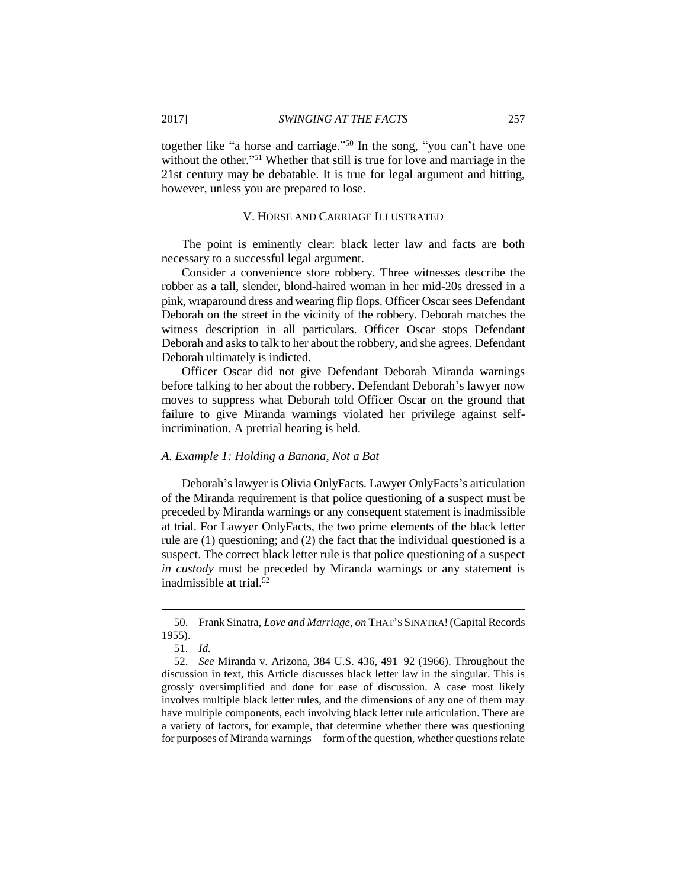together like "a horse and carriage."[50] In the song, "you can't have one without the other."[51] Whether that still is true for love and marriage in the 21st century may be debatable. It is true for legal argument and hitting, however, unless you are prepared to lose.

## V. HORSE AND CARRIAGE ILLUSTRATED

The point is eminently clear: black letter law and facts are both necessary to a successful legal argument.

Consider a convenience store robbery. Three witnesses describe the robber as a tall, slender, blond-haired woman in her mid-20s dressed in a pink, wraparound dress and wearing flip flops. Officer Oscar sees Defendant Deborah on the street in the vicinity of the robbery. Deborah matches the witness description in all particulars. Officer Oscar stops Defendant Deborah and asks to talk to her about the robbery, and she agrees. Defendant Deborah ultimately is indicted.

Officer Oscar did not give Defendant Deborah Miranda warnings before talking to her about the robbery. Defendant Deborah's lawyer now moves to suppress what Deborah told Officer Oscar on the ground that failure to give Miranda warnings violated her privilege against self-incrimination. A pretrial hearing is held.

### *A. Example 1: Holding a Banana, Not a Bat*

Deborah's lawyer is Olivia OnlyFacts. Lawyer OnlyFacts's articulation of the Miranda requirement is that police questioning of a suspect must be preceded by Miranda warnings or any consequent statement is inadmissible at trial. For Lawyer OnlyFacts, the two prime elements of the black letter rule are (1) questioning; and (2) the fact that the individual questioned is a suspect. The correct black letter rule is that police questioning of a suspect *in custody* must be preceded by Miranda warnings or any statement is inadmissible at trial.[52]

---

50. Frank Sinatra, *Love and Marriage*, *on* THAT'S SINATRA! (Capital Records 1955).

51. *Id.*

52. *See* Miranda v. Arizona, 384 U.S. 436, 491–92 (1966). Throughout the discussion in text, this Article discusses black letter law in the singular. This is grossly oversimplified and done for ease of discussion. A case most likely involves multiple black letter rules, and the dimensions of any one of them may have multiple components, each involving black letter rule articulation. There are a variety of factors, for example, that determine whether there was questioning for purposes of Miranda warnings—form of the question, whether questions relate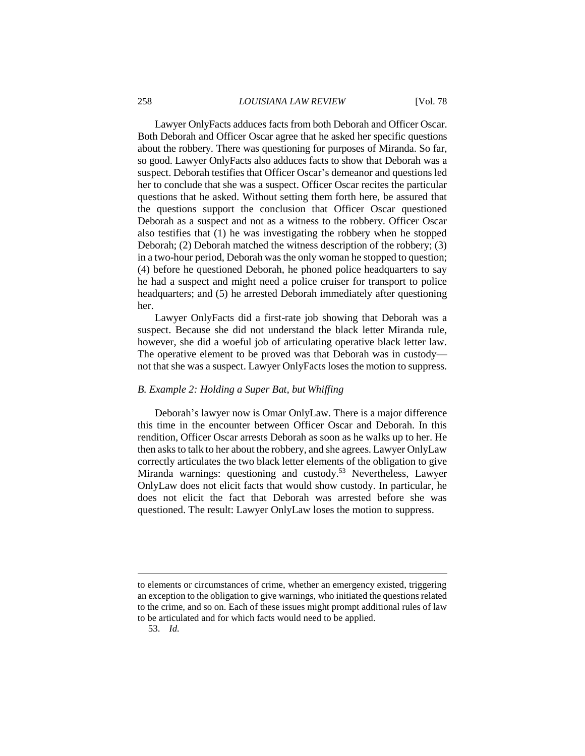Lawyer OnlyFacts adduces facts from both Deborah and Officer Oscar. Both Deborah and Officer Oscar agree that he asked her specific questions about the robbery. There was questioning for purposes of Miranda. So far, so good. Lawyer OnlyFacts also adduces facts to show that Deborah was a suspect. Deborah testifies that Officer Oscar's demeanor and questions led her to conclude that she was a suspect. Officer Oscar recites the particular questions that he asked. Without setting them forth here, be assured that the questions support the conclusion that Officer Oscar questioned Deborah as a suspect and not as a witness to the robbery. Officer Oscar also testifies that (1) he was investigating the robbery when he stopped Deborah; (2) Deborah matched the witness description of the robbery; (3) in a two-hour period, Deborah was the only woman he stopped to question; (4) before he questioned Deborah, he phoned police headquarters to say he had a suspect and might need a police cruiser for transport to police headquarters; and (5) he arrested Deborah immediately after questioning her.

Lawyer OnlyFacts did a first-rate job showing that Deborah was a suspect. Because she did not understand the black letter Miranda rule, however, she did a woeful job of articulating operative black letter law. The operative element to be proved was that Deborah was in custody—not that she was a suspect. Lawyer OnlyFacts loses the motion to suppress.

### *B. Example 2: Holding a Super Bat, but Whiffing*

Deborah's lawyer now is Omar OnlyLaw. There is a major difference this time in the encounter between Officer Oscar and Deborah. In this rendition, Officer Oscar arrests Deborah as soon as he walks up to her. He then asks to talk to her about the robbery, and she agrees. Lawyer OnlyLaw correctly articulates the two black letter elements of the obligation to give Miranda warnings: questioning and custody.[53] Nevertheless, Lawyer OnlyLaw does not elicit facts that would show custody. In particular, he does not elicit the fact that Deborah was arrested before she was questioned. The result: Lawyer OnlyLaw loses the motion to suppress.

---

to elements or circumstances of crime, whether an emergency existed, triggering an exception to the obligation to give warnings, who initiated the questions related to the crime, and so on. Each of these issues might prompt additional rules of law to be articulated and for which facts would need to be applied.

53. *Id.*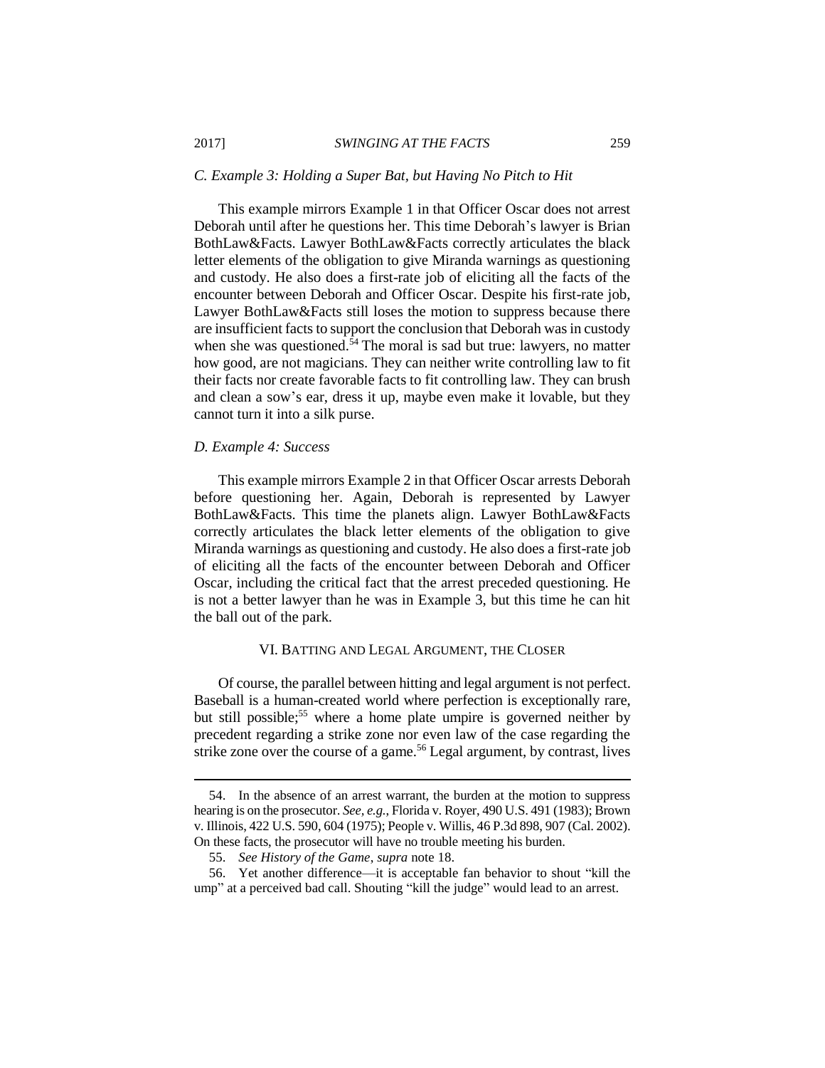### C. Example 3: Holding a Super Bat, but Having No Pitch to Hit

This example mirrors Example 1 in that Officer Oscar does not arrest Deborah until after he questions her. This time Deborah's lawyer is Brian BothLaw&Facts. Lawyer BothLaw&Facts correctly articulates the black letter elements of the obligation to give Miranda warnings as questioning and custody. He also does a first-rate job of eliciting all the facts of the encounter between Deborah and Officer Oscar. Despite his first-rate job, Lawyer BothLaw&Facts still loses the motion to suppress because there are insufficient facts to support the conclusion that Deborah was in custody when she was questioned.[54] The moral is sad but true: lawyers, no matter how good, are not magicians. They can neither write controlling law to fit their facts nor create favorable facts to fit controlling law. They can brush and clean a sow's ear, dress it up, maybe even make it lovable, but they cannot turn it into a silk purse.

### D. Example 4: Success

This example mirrors Example 2 in that Officer Oscar arrests Deborah before questioning her. Again, Deborah is represented by Lawyer BothLaw&Facts. This time the planets align. Lawyer BothLaw&Facts correctly articulates the black letter elements of the obligation to give Miranda warnings as questioning and custody. He also does a first-rate job of eliciting all the facts of the encounter between Deborah and Officer Oscar, including the critical fact that the arrest preceded questioning. He is not a better lawyer than he was in Example 3, but this time he can hit the ball out of the park.

## VI. BATTING AND LEGAL ARGUMENT, THE CLOSER

Of course, the parallel between hitting and legal argument is not perfect. Baseball is a human-created world where perfection is exceptionally rare, but still possible;[55] where a home plate umpire is governed neither by precedent regarding a strike zone nor even law of the case regarding the strike zone over the course of a game.[56] Legal argument, by contrast, lives

---

54. In the absence of an arrest warrant, the burden at the motion to suppress hearing is on the prosecutor. *See, e.g.*, Florida v. Royer, 490 U.S. 491 (1983); Brown v. Illinois, 422 U.S. 590, 604 (1975); People v. Willis, 46 P.3d 898, 907 (Cal. 2002). On these facts, the prosecutor will have no trouble meeting his burden.

55. *See History of the Game*, *supra* note 18.

56. Yet another difference—it is acceptable fan behavior to shout "kill the ump" at a perceived bad call. Shouting "kill the judge" would lead to an arrest.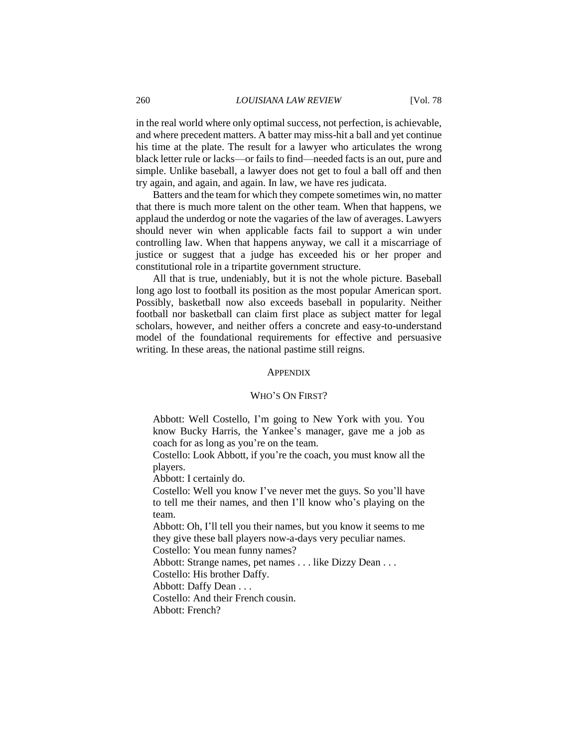in the real world where only optimal success, not perfection, is achievable, and where precedent matters. A batter may miss-hit a ball and yet continue his time at the plate. The result for a lawyer who articulates the wrong black letter rule or lacks—or fails to find—needed facts is an out, pure and simple. Unlike baseball, a lawyer does not get to foul a ball off and then try again, and again, and again. In law, we have res judicata.

Batters and the team for which they compete sometimes win, no matter that there is much more talent on the other team. When that happens, we applaud the underdog or note the vagaries of the law of averages. Lawyers should never win when applicable facts fail to support a win under controlling law. When that happens anyway, we call it a miscarriage of justice or suggest that a judge has exceeded his or her proper and constitutional role in a tripartite government structure.

All that is true, undeniably, but it is not the whole picture. Baseball long ago lost to football its position as the most popular American sport. Possibly, basketball now also exceeds baseball in popularity. Neither football nor basketball can claim first place as subject matter for legal scholars, however, and neither offers a concrete and easy-to-understand model of the foundational requirements for effective and persuasive writing. In these areas, the national pastime still reigns.

## APPENDIX

### WHO'S ON FIRST?

Abbott: Well Costello, I'm going to New York with you. You know Bucky Harris, the Yankee's manager, gave me a job as coach for as long as you're on the team.
Costello: Look Abbott, if you're the coach, you must know all the players.
Abbott: I certainly do.
Costello: Well you know I've never met the guys. So you'll have to tell me their names, and then I'll know who's playing on the team.
Abbott: Oh, I'll tell you their names, but you know it seems to me they give these ball players now-a-days very peculiar names.
Costello: You mean funny names?
Abbott: Strange names, pet names . . . like Dizzy Dean . . .
Costello: His brother Daffy.
Abbott: Daffy Dean . . .
Costello: And their French cousin.
Abbott: French?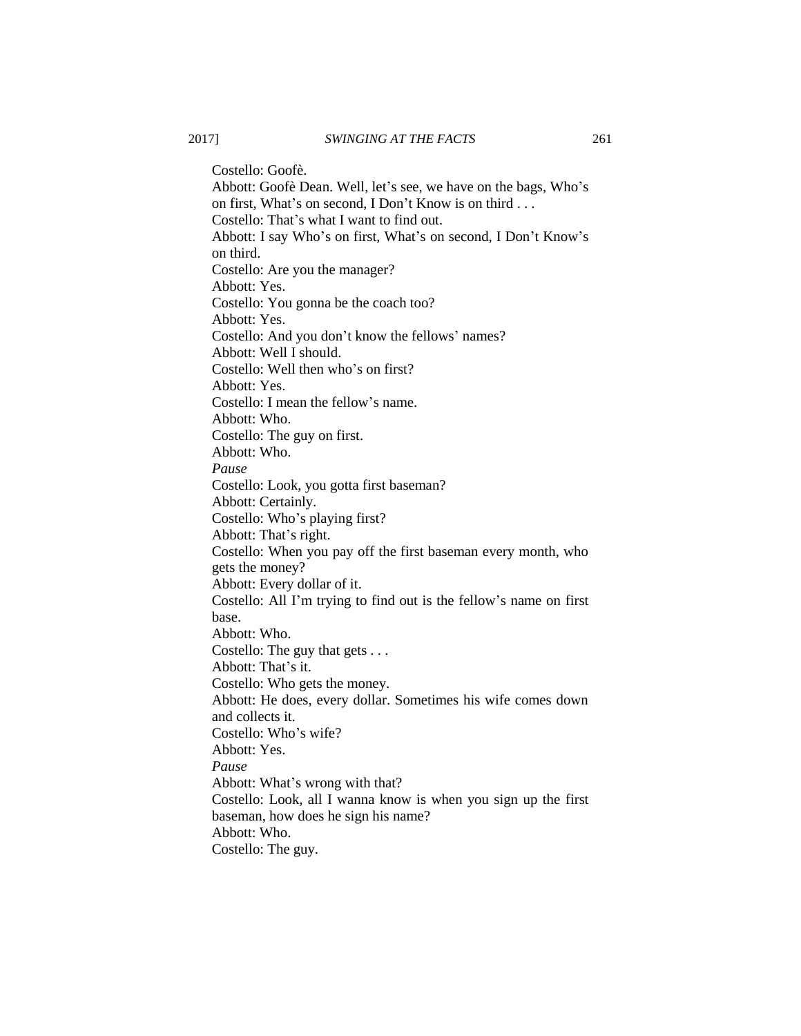Costello: Goofè.

Abbott: Goofè Dean. Well, let's see, we have on the bags, Who's on first, What's on second, I Don't Know is on third . . .

Costello: That's what I want to find out.

Abbott: I say Who's on first, What's on second, I Don't Know's on third.

Costello: Are you the manager?

Abbott: Yes.

Costello: You gonna be the coach too?

Abbott: Yes.

Costello: And you don't know the fellows' names?

Abbott: Well I should.

Costello: Well then who's on first?

Abbott: Yes.

Costello: I mean the fellow's name.

Abbott: Who.

Costello: The guy on first.

Abbott: Who.

*Pause*

Costello: Look, you gotta first baseman?

Abbott: Certainly.

Costello: Who's playing first?

Abbott: That's right.

Costello: When you pay off the first baseman every month, who gets the money?

Abbott: Every dollar of it.

Costello: All I'm trying to find out is the fellow's name on first base.

Abbott: Who.

Costello: The guy that gets . . .

Abbott: That's it.

Costello: Who gets the money.

Abbott: He does, every dollar. Sometimes his wife comes down and collects it.

Costello: Who's wife?

Abbott: Yes.

*Pause*

Abbott: What's wrong with that?

Costello: Look, all I wanna know is when you sign up the first baseman, how does he sign his name?

Abbott: Who.

Costello: The guy.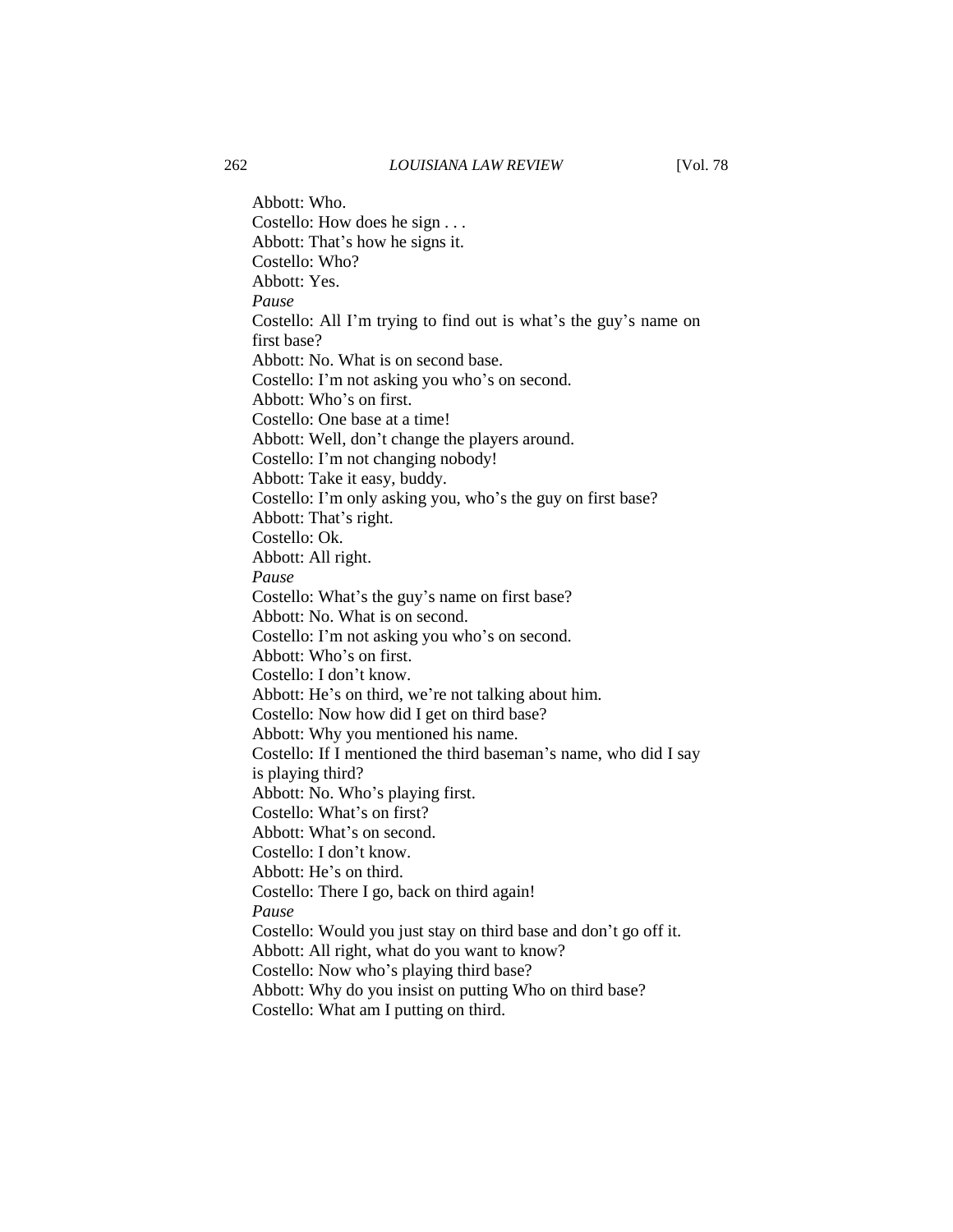Abbott: Who.

Costello: How does he sign . . .

Abbott: That's how he signs it.

Costello: Who?

Abbott: Yes.

*Pause*

Costello: All I'm trying to find out is what's the guy's name on first base?

Abbott: No. What is on second base.

Costello: I'm not asking you who's on second.

Abbott: Who's on first.

Costello: One base at a time!

Abbott: Well, don't change the players around.

Costello: I'm not changing nobody!

Abbott: Take it easy, buddy.

Costello: I'm only asking you, who's the guy on first base?

Abbott: That's right.

Costello: Ok.

Abbott: All right.

*Pause*

Costello: What's the guy's name on first base?

Abbott: No. What is on second.

Costello: I'm not asking you who's on second.

Abbott: Who's on first.

Costello: I don't know.

Abbott: He's on third, we're not talking about him.

Costello: Now how did I get on third base?

Abbott: Why you mentioned his name.

Costello: If I mentioned the third baseman's name, who did I say is playing third?

Abbott: No. Who's playing first.

Costello: What's on first?

Abbott: What's on second.

Costello: I don't know.

Abbott: He's on third.

Costello: There I go, back on third again!

*Pause*

Costello: Would you just stay on third base and don't go off it.

Abbott: All right, what do you want to know?

Costello: Now who's playing third base?

Abbott: Why do you insist on putting Who on third base?

Costello: What am I putting on third.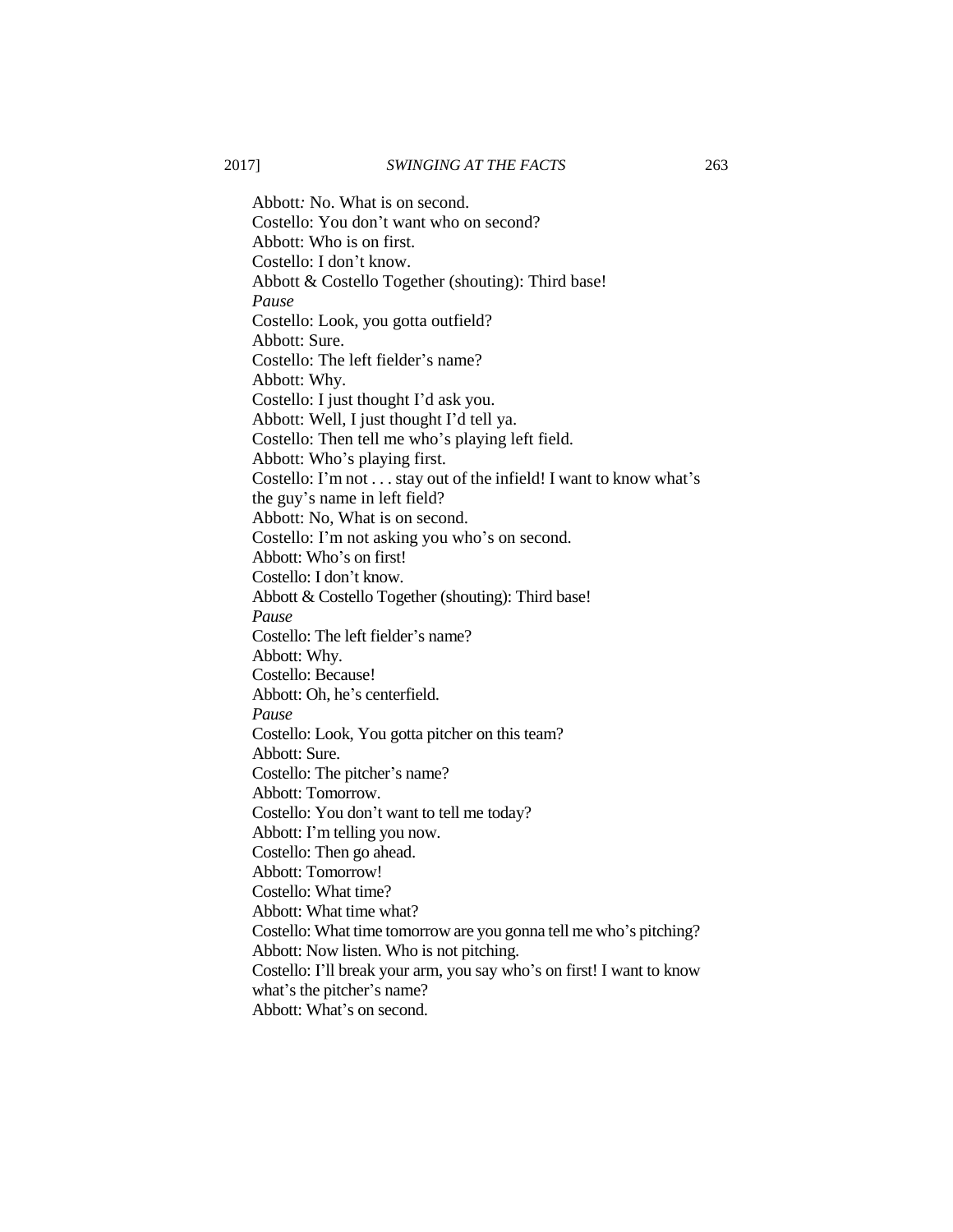Abbott: No. What is on second.

Costello: You don't want who on second?

Abbott: Who is on first.

Costello: I don't know.

Abbott & Costello Together (shouting): Third base!

*Pause*

Costello: Look, you gotta outfield?

Abbott: Sure.

Costello: The left fielder's name?

Abbott: Why.

Costello: I just thought I'd ask you.

Abbott: Well, I just thought I'd tell ya.

Costello: Then tell me who's playing left field.

Abbott: Who's playing first.

Costello: I'm not . . . stay out of the infield! I want to know what's the guy's name in left field?

Abbott: No, What is on second.

Costello: I'm not asking you who's on second.

Abbott: Who's on first!

Costello: I don't know.

Abbott & Costello Together (shouting): Third base!

*Pause*

Costello: The left fielder's name?

Abbott: Why.

Costello: Because!

Abbott: Oh, he's centerfield.

*Pause*

Costello: Look, You gotta pitcher on this team?

Abbott: Sure.

Costello: The pitcher's name?

Abbott: Tomorrow.

Costello: You don't want to tell me today?

Abbott: I'm telling you now.

Costello: Then go ahead.

Abbott: Tomorrow!

Costello: What time?

Abbott: What time what?

Costello: What time tomorrow are you gonna tell me who's pitching?

Abbott: Now listen. Who is not pitching.

Costello: I'll break your arm, you say who's on first! I want to know what's the pitcher's name?

Abbott: What's on second.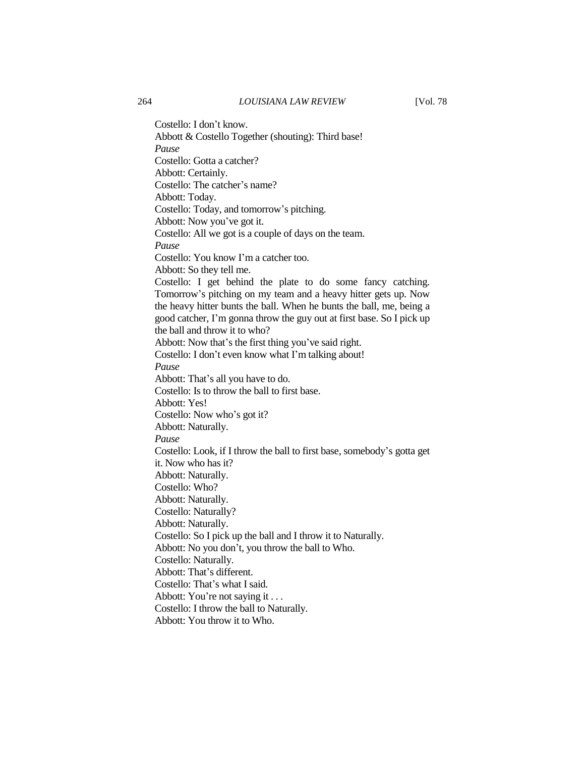Costello: I don't know.

Abbott & Costello Together (shouting): Third base!

*Pause*

Costello: Gotta a catcher?

Abbott: Certainly.

Costello: The catcher's name?

Abbott: Today.

Costello: Today, and tomorrow's pitching.

Abbott: Now you've got it.

Costello: All we got is a couple of days on the team.

*Pause*

Costello: You know I'm a catcher too.

Abbott: So they tell me.

Costello: I get behind the plate to do some fancy catching. Tomorrow's pitching on my team and a heavy hitter gets up. Now the heavy hitter bunts the ball. When he bunts the ball, me, being a good catcher, I'm gonna throw the guy out at first base. So I pick up the ball and throw it to who?

Abbott: Now that's the first thing you've said right.

Costello: I don't even know what I'm talking about!

*Pause*

Abbott: That's all you have to do.

Costello: Is to throw the ball to first base.

Abbott: Yes!

Costello: Now who's got it?

Abbott: Naturally.

*Pause*

Costello: Look, if I throw the ball to first base, somebody's gotta get it. Now who has it?

Abbott: Naturally.

Costello: Who?

Abbott: Naturally.

Costello: Naturally?

Abbott: Naturally.

Costello: So I pick up the ball and I throw it to Naturally.

Abbott: No you don't, you throw the ball to Who.

Costello: Naturally.

Abbott: That's different.

Costello: That's what I said.

Abbott: You're not saying it . . .

Costello: I throw the ball to Naturally.

Abbott: You throw it to Who.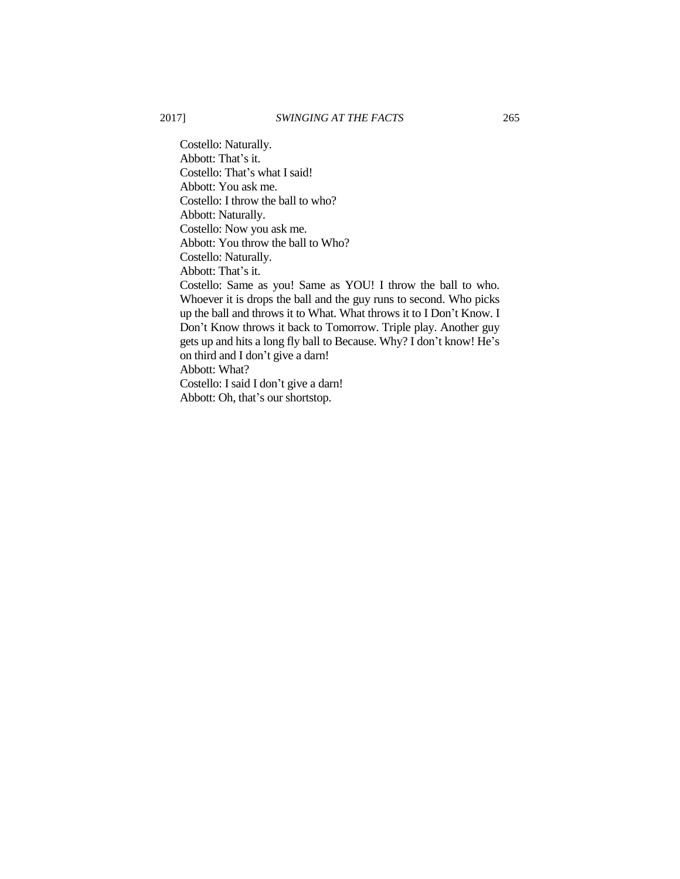Costello: Naturally.
Abbott: That's it.
Costello: That's what I said!
Abbott: You ask me.
Costello: I throw the ball to who?
Abbott: Naturally.
Costello: Now you ask me.
Abbott: You throw the ball to Who?
Costello: Naturally.
Abbott: That's it.
Costello: Same as you! Same as YOU! I throw the ball to who. Whoever it is drops the ball and the guy runs to second. Who picks up the ball and throws it to What. What throws it to I Don't Know. I Don't Know throws it back to Tomorrow. Triple play. Another guy gets up and hits a long fly ball to Because. Why? I don't know! He's on third and I don't give a darn!
Abbott: What?
Costello: I said I don't give a darn!
Abbott: Oh, that's our shortstop.